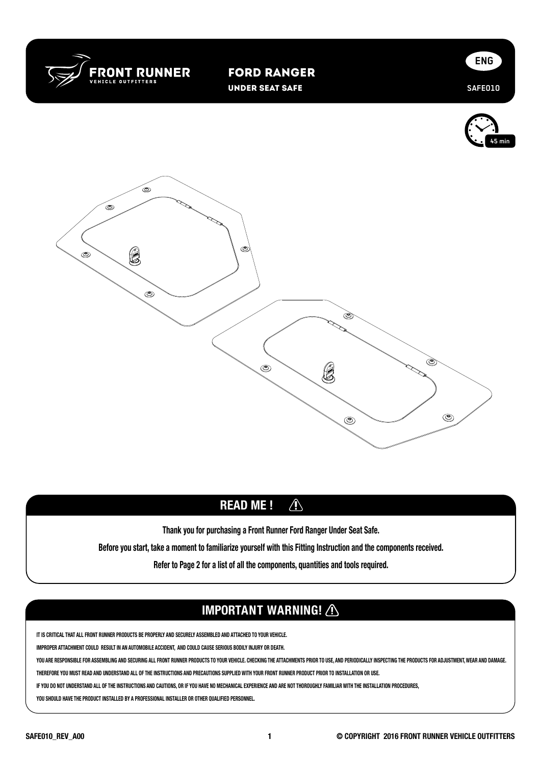# FRONT RUNNER
VEHICLE OUTFITTERS

## FORD RANGER
### UNDER SEAT SAFE

ENG

SAFE010

45 min

## READ ME !

**Thank you for purchasing a Front Runner Ford Ranger Under Seat Safe.**

**Before you start, take a moment to familiarize yourself with this Fitting Instruction and the components received.**

**Refer to Page 2 for a list of all the components, quantities and tools required.**

## IMPORTANT WARNING!

IT IS CRITICAL THAT ALL FRONT RUNNER PRODUCTS BE PROPERLY AND SECURELY ASSEMBLED AND ATTACHED TO YOUR VEHICLE.

IMPROPER ATTACHMENT COULD RESULT IN AN AUTOMOBILE ACCIDENT, AND COULD CAUSE SERIOUS BODILY INJURY OR DEATH.

YOU ARE RESPONSIBLE FOR ASSEMBLING AND SECURING ALL FRONT RUNNER PRODUCTS TO YOUR VEHICLE. CHECKING THE ATTACHMENTS PRIOR TO USE, AND PERIODICALLY INSPECTING THE PRODUCTS FOR ADJUSTMENT, WEAR AND DAMAGE.

THEREFORE YOU MUST READ AND UNDERSTAND ALL OF THE INSTRUCTIONS AND PRECAUTIONS SUPPLIED WITH YOUR FRONT RUNNER PRODUCT PRIOR TO INSTALLATION OR USE.

IF YOU DO NOT UNDERSTAND ALL OF THE INSTRUCTIONS AND CAUTIONS, OR IF YOU HAVE NO MECHANICAL EXPERIENCE AND ARE NOT THOROUGHLY FAMILIAR WITH THE INSTALLATION PROCEDURES,

YOU SHOULD HAVE THE PRODUCT INSTALLED BY A PROFESSIONAL INSTALLER OR OTHER QUALIFIED PERSONNEL.

SAFE010_REV_A00

© COPYRIGHT 2016 FRONT RUNNER VEHICLE OUTFITTERS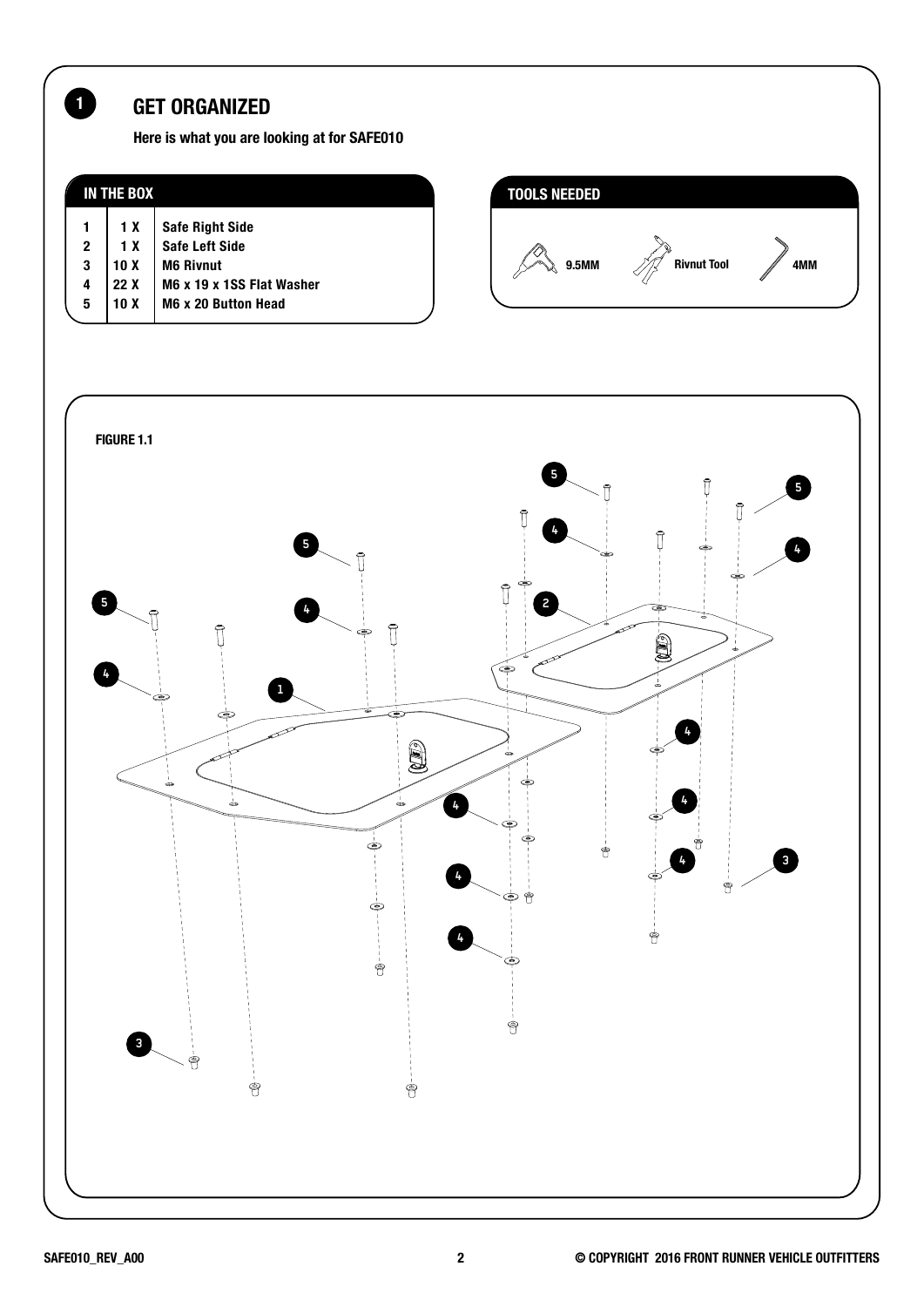# 1 GET ORGANIZED

**Here is what you are looking at for SAFE010**

**IN THE BOX**

| # | Qty | Item |
|---|---|---|
| 1 | 1 X | Safe Right Side |
| 2 | 1 X | Safe Left Side |
| 3 | 10 X | M6 Rivnut |
| 4 | 22 X | M6 x 19 x 1SS Flat Washer |
| 5 | 10 X | M6 x 20 Button Head |

**TOOLS NEEDED**

- 9.5MM
- Rivnut Tool
- 4MM

**FIGURE 1.1**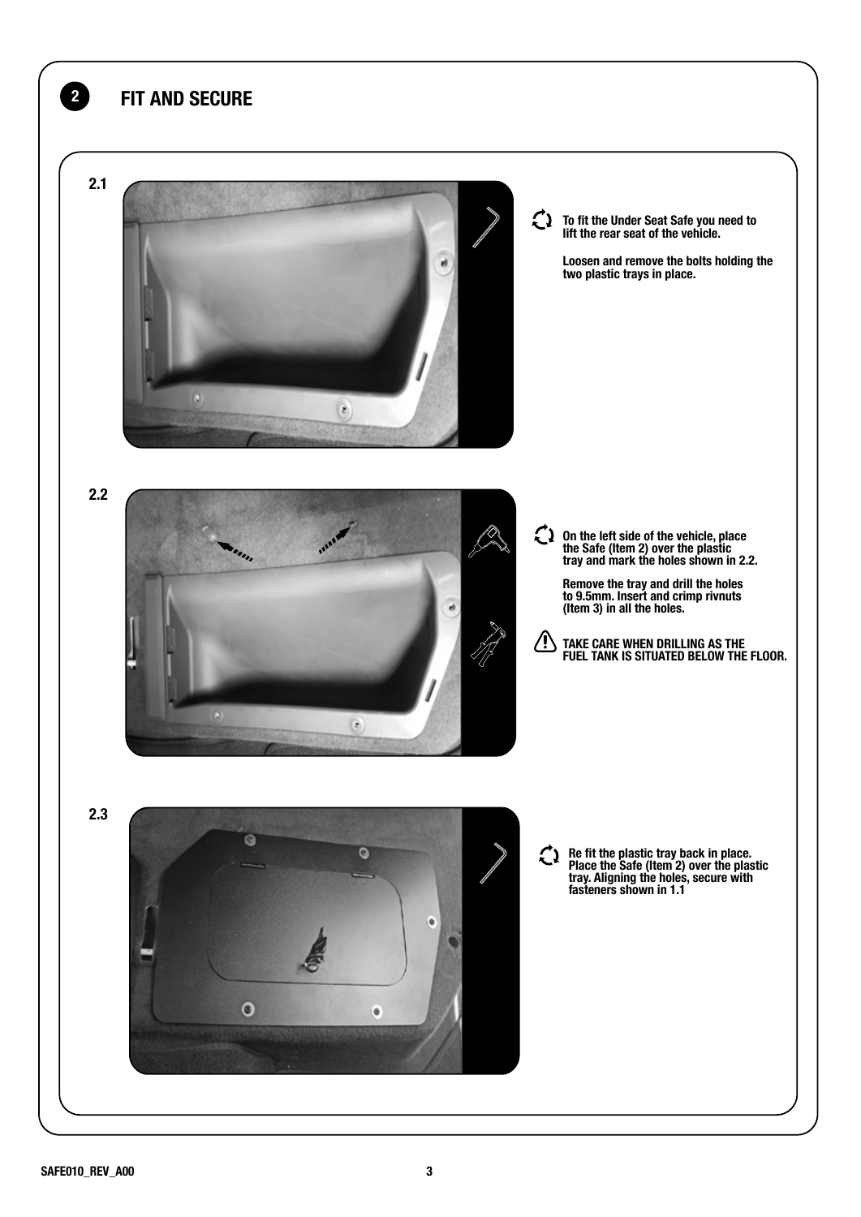## 2 FIT AND SECURE

**2.1**

**To fit the Under Seat Safe you need to lift the rear seat of the vehicle.**

**Loosen and remove the bolts holding the two plastic trays in place.**

**2.2**

**On the left side of the vehicle, place the Safe (Item 2) over the plastic tray and mark the holes shown in 2.2.**

**Remove the tray and drill the holes to 9.5mm. Insert and crimp rivnuts (Item 3) in all the holes.**

**TAKE CARE WHEN DRILLING AS THE FUEL TANK IS SITUATED BELOW THE FLOOR.**

**2.3**

**Re fit the plastic tray back in place. Place the Safe (Item 2) over the plastic tray. Aligning the holes, secure with fasteners shown in 1.1**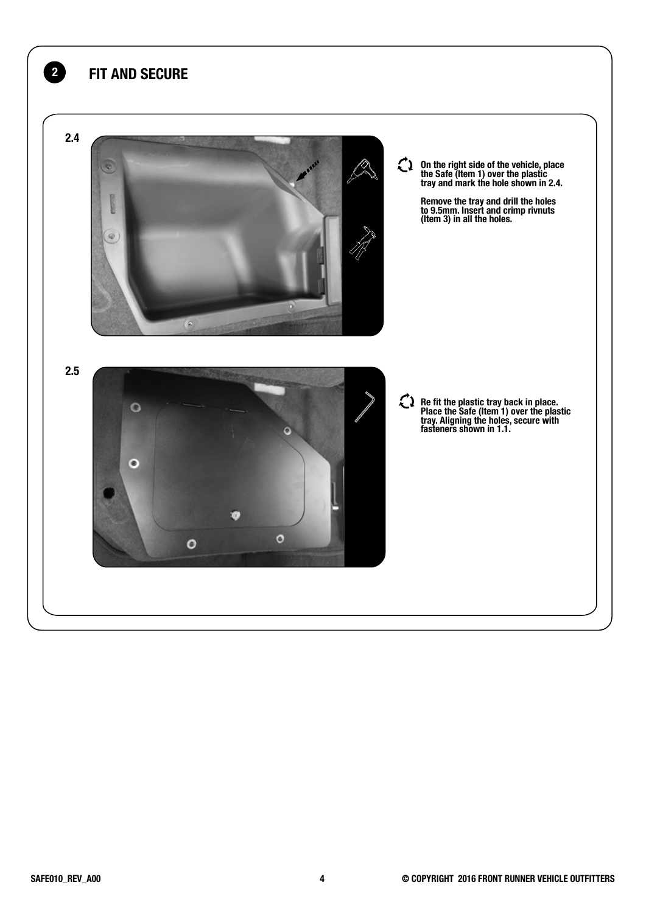## 2 FIT AND SECURE

**2.4**

On the right side of the vehicle, place the Safe (Item 1) over the plastic tray and mark the hole shown in 2.4.

Remove the tray and drill the holes to 9.5mm. Insert and crimp rivnuts (Item 3) in all the holes.

**2.5**

Re fit the plastic tray back in place. Place the Safe (Item 1) over the plastic tray. Aligning the holes, secure with fasteners shown in 1.1.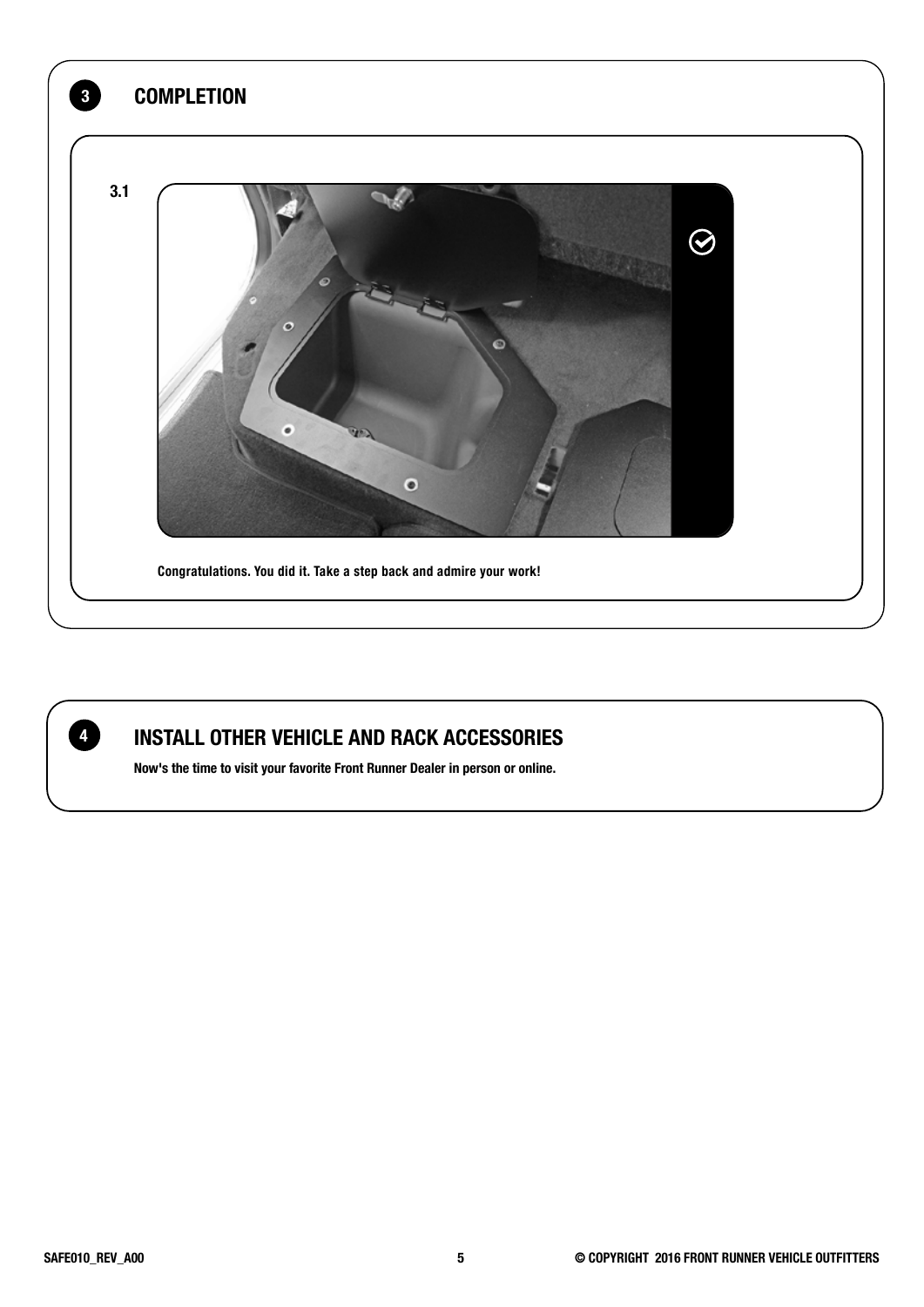## 3 COMPLETION

**3.1**

**Congratulations. You did it. Take a step back and admire your work!**

## 4 INSTALL OTHER VEHICLE AND RACK ACCESSORIES

**Now's the time to visit your favorite Front Runner Dealer in person or online.**

SAFE010_REV_A00

© COPYRIGHT 2016 FRONT RUNNER VEHICLE OUTFITTERS